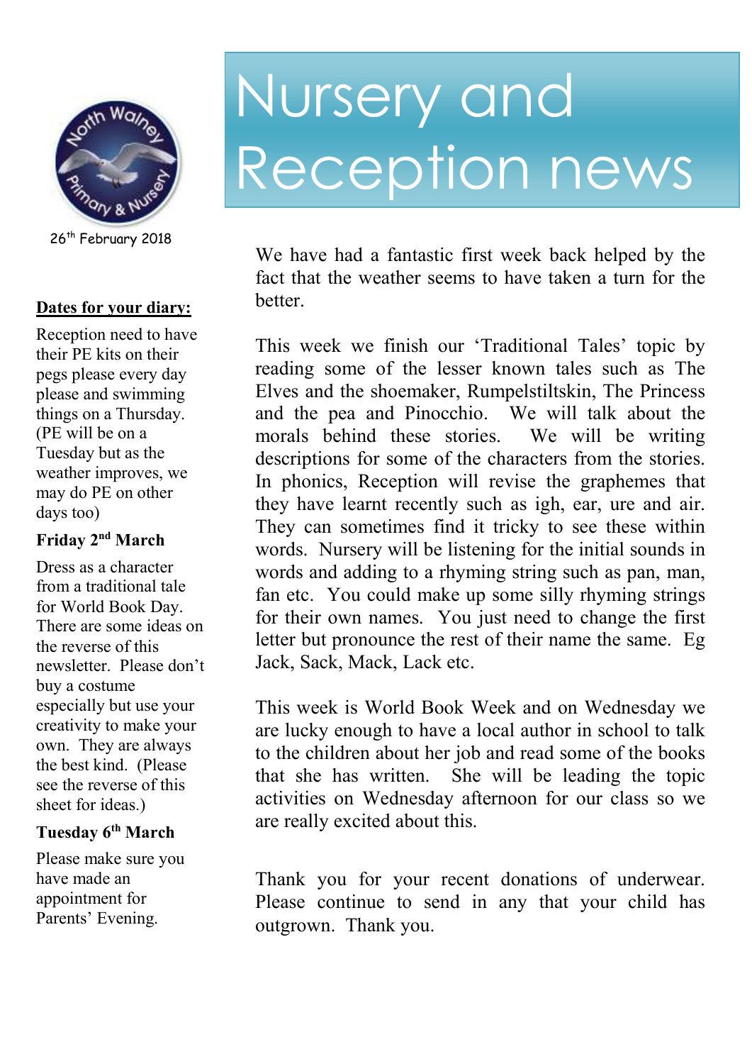# Nursery and Reception news

26th February 2018

**Dates for your diary:**

Reception need to have their PE kits on their pegs please every day please and swimming things on a Thursday. (PE will be on a Tuesday but as the weather improves, we may do PE on other days too)

**Friday 2nd March**

Dress as a character from a traditional tale for World Book Day. There are some ideas on the reverse of this newsletter. Please don't buy a costume especially but use your creativity to make your own. They are always the best kind. (Please see the reverse of this sheet for ideas.)

**Tuesday 6th March**

Please make sure you have made an appointment for Parents' Evening.

We have had a fantastic first week back helped by the fact that the weather seems to have taken a turn for the better.

This week we finish our 'Traditional Tales' topic by reading some of the lesser known tales such as The Elves and the shoemaker, Rumpelstiltskin, The Princess and the pea and Pinocchio. We will talk about the morals behind these stories. We will be writing descriptions for some of the characters from the stories. In phonics, Reception will revise the graphemes that they have learnt recently such as igh, ear, ure and air. They can sometimes find it tricky to see these within words. Nursery will be listening for the initial sounds in words and adding to a rhyming string such as pan, man, fan etc. You could make up some silly rhyming strings for their own names. You just need to change the first letter but pronounce the rest of their name the same. Eg Jack, Sack, Mack, Lack etc.

This week is World Book Week and on Wednesday we are lucky enough to have a local author in school to talk to the children about her job and read some of the books that she has written. She will be leading the topic activities on Wednesday afternoon for our class so we are really excited about this.

Thank you for your recent donations of underwear. Please continue to send in any that your child has outgrown. Thank you.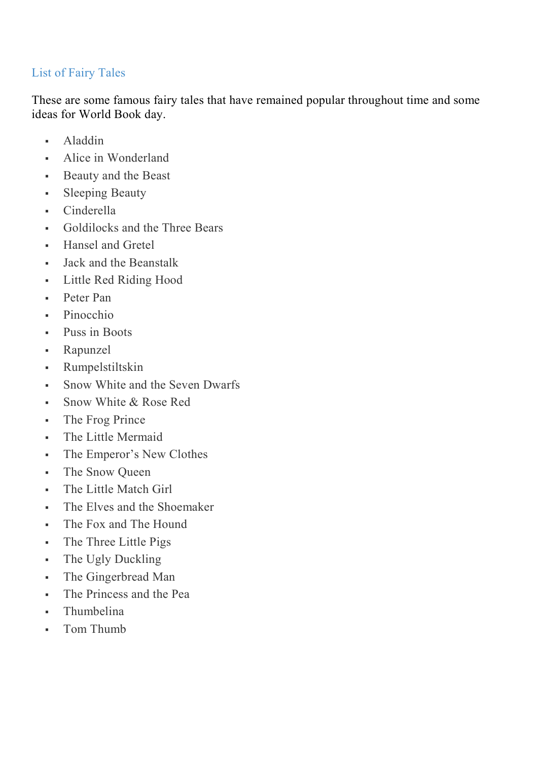## List of Fairy Tales

These are some famous fairy tales that have remained popular throughout time and some ideas for World Book day.

- Aladdin
- Alice in Wonderland
- Beauty and the Beast
- Sleeping Beauty
- Cinderella
- Goldilocks and the Three Bears
- Hansel and Gretel
- Jack and the Beanstalk
- Little Red Riding Hood
- Peter Pan
- Pinocchio
- Puss in Boots
- Rapunzel
- Rumpelstiltskin
- Snow White and the Seven Dwarfs
- Snow White & Rose Red
- The Frog Prince
- The Little Mermaid
- The Emperor's New Clothes
- The Snow Queen
- The Little Match Girl
- The Elves and the Shoemaker
- The Fox and The Hound
- The Three Little Pigs
- The Ugly Duckling
- The Gingerbread Man
- The Princess and the Pea
- Thumbelina
- Tom Thumb